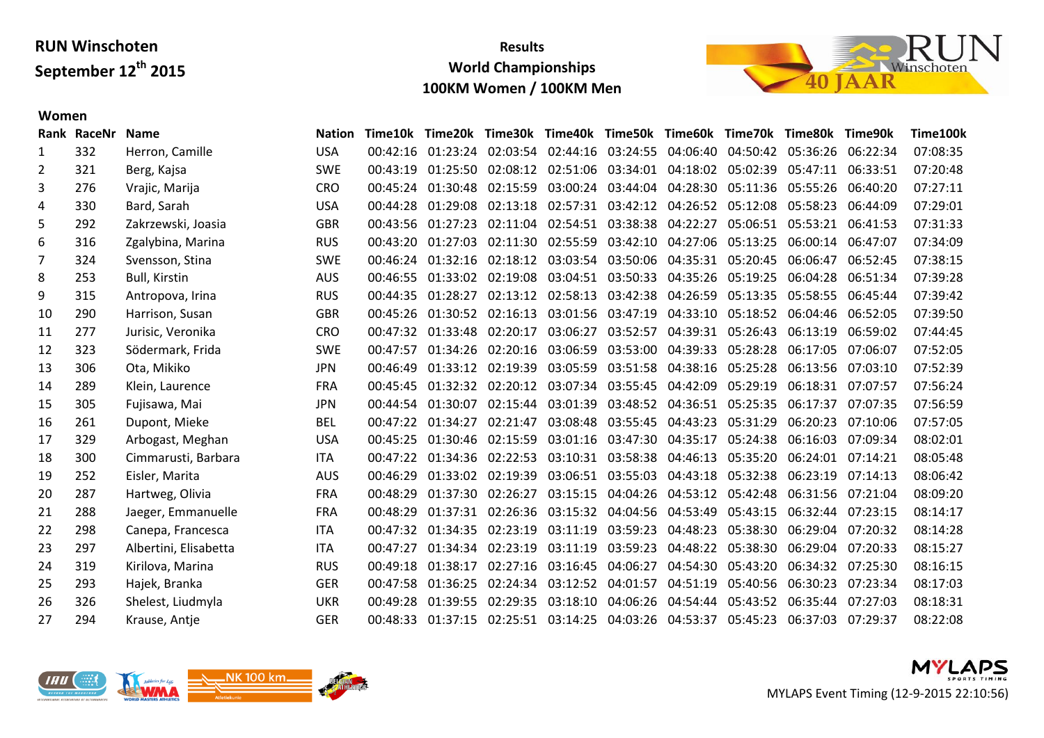**RUN Winschoten**
**September 12th 2015**

**Results**
**World Championships**
**100KM Women / 100KM Men**

### Women

| Rank | RaceNr | Name | Nation | Time10k | Time20k | Time30k | Time40k | Time50k | Time60k | Time70k | Time80k | Time90k | Time100k |
|---|---|---|---|---|---|---|---|---|---|---|---|---|---|
| 1 | 332 | Herron, Camille | USA | 00:42:16 | 01:23:24 | 02:03:54 | 02:44:16 | 03:24:55 | 04:06:40 | 04:50:42 | 05:36:26 | 06:22:34 | 07:08:35 |
| 2 | 321 | Berg, Kajsa | SWE | 00:43:19 | 01:25:50 | 02:08:12 | 02:51:06 | 03:34:01 | 04:18:02 | 05:02:39 | 05:47:11 | 06:33:51 | 07:20:48 |
| 3 | 276 | Vrajic, Marija | CRO | 00:45:24 | 01:30:48 | 02:15:59 | 03:00:24 | 03:44:04 | 04:28:30 | 05:11:36 | 05:55:26 | 06:40:20 | 07:27:11 |
| 4 | 330 | Bard, Sarah | USA | 00:44:28 | 01:29:08 | 02:13:18 | 02:57:31 | 03:42:12 | 04:26:52 | 05:12:08 | 05:58:23 | 06:44:09 | 07:29:01 |
| 5 | 292 | Zakrzewski, Joasia | GBR | 00:43:56 | 01:27:23 | 02:11:04 | 02:54:51 | 03:38:38 | 04:22:27 | 05:06:51 | 05:53:21 | 06:41:53 | 07:31:33 |
| 6 | 316 | Zgalybina, Marina | RUS | 00:43:20 | 01:27:03 | 02:11:30 | 02:55:59 | 03:42:10 | 04:27:06 | 05:13:25 | 06:00:14 | 06:47:07 | 07:34:09 |
| 7 | 324 | Svensson, Stina | SWE | 00:46:24 | 01:32:16 | 02:18:12 | 03:03:54 | 03:50:06 | 04:35:31 | 05:20:45 | 06:06:47 | 06:52:45 | 07:38:15 |
| 8 | 253 | Bull, Kirstin | AUS | 00:46:55 | 01:33:02 | 02:19:08 | 03:04:51 | 03:50:33 | 04:35:26 | 05:19:25 | 06:04:28 | 06:51:34 | 07:39:28 |
| 9 | 315 | Antropova, Irina | RUS | 00:44:35 | 01:28:27 | 02:13:12 | 02:58:13 | 03:42:38 | 04:26:59 | 05:13:35 | 05:58:55 | 06:45:44 | 07:39:42 |
| 10 | 290 | Harrison, Susan | GBR | 00:45:26 | 01:30:52 | 02:16:13 | 03:01:56 | 03:47:19 | 04:33:10 | 05:18:52 | 06:04:46 | 06:52:05 | 07:39:50 |
| 11 | 277 | Jurisic, Veronika | CRO | 00:47:32 | 01:33:48 | 02:20:17 | 03:06:27 | 03:52:57 | 04:39:31 | 05:26:43 | 06:13:19 | 06:59:02 | 07:44:45 |
| 12 | 323 | Södermark, Frida | SWE | 00:47:57 | 01:34:26 | 02:20:16 | 03:06:59 | 03:53:00 | 04:39:33 | 05:28:28 | 06:17:05 | 07:06:07 | 07:52:05 |
| 13 | 306 | Ota, Mikiko | JPN | 00:46:49 | 01:33:12 | 02:19:39 | 03:05:59 | 03:51:58 | 04:38:16 | 05:25:28 | 06:13:56 | 07:03:10 | 07:52:39 |
| 14 | 289 | Klein, Laurence | FRA | 00:45:45 | 01:32:32 | 02:20:12 | 03:07:34 | 03:55:45 | 04:42:09 | 05:29:19 | 06:18:31 | 07:07:57 | 07:56:24 |
| 15 | 305 | Fujisawa, Mai | JPN | 00:44:54 | 01:30:07 | 02:15:44 | 03:01:39 | 03:48:52 | 04:36:51 | 05:25:35 | 06:17:37 | 07:07:35 | 07:56:59 |
| 16 | 261 | Dupont, Mieke | BEL | 00:47:22 | 01:34:27 | 02:21:47 | 03:08:48 | 03:55:45 | 04:43:23 | 05:31:29 | 06:20:23 | 07:10:06 | 07:57:05 |
| 17 | 329 | Arbogast, Meghan | USA | 00:45:25 | 01:30:46 | 02:15:59 | 03:01:16 | 03:47:30 | 04:35:17 | 05:24:38 | 06:16:03 | 07:09:34 | 08:02:01 |
| 18 | 300 | Cimmarusti, Barbara | ITA | 00:47:22 | 01:34:36 | 02:22:53 | 03:10:31 | 03:58:38 | 04:46:13 | 05:35:20 | 06:24:01 | 07:14:21 | 08:05:48 |
| 19 | 252 | Eisler, Marita | AUS | 00:46:29 | 01:33:02 | 02:19:39 | 03:06:51 | 03:55:03 | 04:43:18 | 05:32:38 | 06:23:19 | 07:14:13 | 08:06:42 |
| 20 | 287 | Hartweg, Olivia | FRA | 00:48:29 | 01:37:30 | 02:26:27 | 03:15:15 | 04:04:26 | 04:53:12 | 05:42:48 | 06:31:56 | 07:21:04 | 08:09:20 |
| 21 | 288 | Jaeger, Emmanuelle | FRA | 00:48:29 | 01:37:31 | 02:26:36 | 03:15:32 | 04:04:56 | 04:53:49 | 05:43:15 | 06:32:44 | 07:23:15 | 08:14:17 |
| 22 | 298 | Canepa, Francesca | ITA | 00:47:32 | 01:34:35 | 02:23:19 | 03:11:19 | 03:59:23 | 04:48:23 | 05:38:30 | 06:29:04 | 07:20:32 | 08:14:28 |
| 23 | 297 | Albertini, Elisabetta | ITA | 00:47:27 | 01:34:34 | 02:23:19 | 03:11:19 | 03:59:23 | 04:48:22 | 05:38:30 | 06:29:04 | 07:20:33 | 08:15:27 |
| 24 | 319 | Kirilova, Marina | RUS | 00:49:18 | 01:38:17 | 02:27:16 | 03:16:45 | 04:06:27 | 04:54:30 | 05:43:20 | 06:34:32 | 07:25:30 | 08:16:15 |
| 25 | 293 | Hajek, Branka | GER | 00:47:58 | 01:36:25 | 02:24:34 | 03:12:52 | 04:01:57 | 04:51:19 | 05:40:56 | 06:30:23 | 07:23:34 | 08:17:03 |
| 26 | 326 | Shelest, Liudmyla | UKR | 00:49:28 | 01:39:55 | 02:29:35 | 03:18:10 | 04:06:26 | 04:54:44 | 05:43:52 | 06:35:44 | 07:27:03 | 08:18:31 |
| 27 | 294 | Krause, Antje | GER | 00:48:33 | 01:37:15 | 02:25:51 | 03:14:25 | 04:03:26 | 04:53:37 | 05:45:23 | 06:37:03 | 07:29:37 | 08:22:08 |

MYLAPS Event Timing (12-9-2015 22:10:56)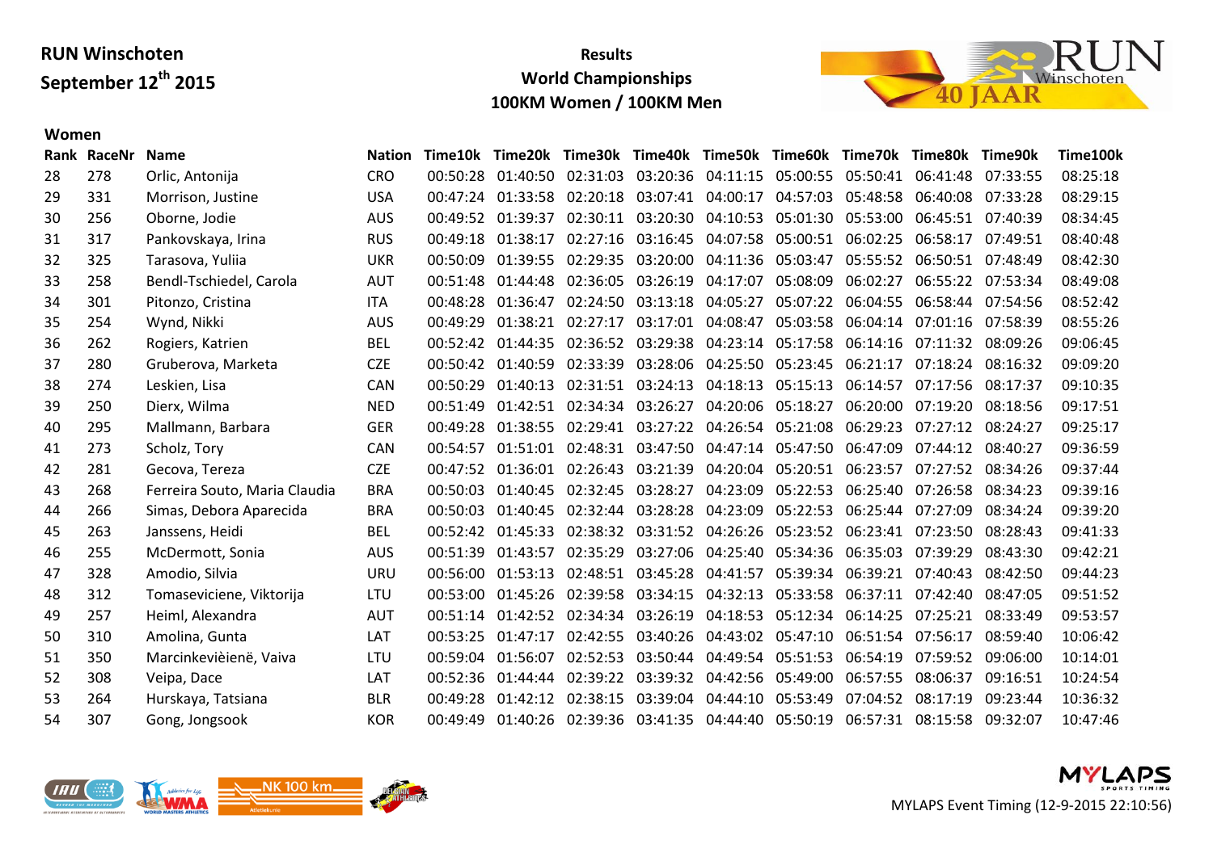RUN Winschoten
September 12th 2015

**Results**
**World Championships**
**100KM Women / 100KM Men**

**Women**

| Rank | RaceNr | Name | Nation | Time10k | Time20k | Time30k | Time40k | Time50k | Time60k | Time70k | Time80k | Time90k | Time100k |
|---|---|---|---|---|---|---|---|---|---|---|---|---|---|
| 28 | 278 | Orlic, Antonija | CRO | 00:50:28 | 01:40:50 | 02:31:03 | 03:20:36 | 04:11:15 | 05:00:55 | 05:50:41 | 06:41:48 | 07:33:55 | 08:25:18 |
| 29 | 331 | Morrison, Justine | USA | 00:47:24 | 01:33:58 | 02:20:18 | 03:07:41 | 04:00:17 | 04:57:03 | 05:48:58 | 06:40:08 | 07:33:28 | 08:29:15 |
| 30 | 256 | Oborne, Jodie | AUS | 00:49:52 | 01:39:37 | 02:30:11 | 03:20:30 | 04:10:53 | 05:01:30 | 05:53:00 | 06:45:51 | 07:40:39 | 08:34:45 |
| 31 | 317 | Pankovskaya, Irina | RUS | 00:49:18 | 01:38:17 | 02:27:16 | 03:16:45 | 04:07:58 | 05:00:51 | 06:02:25 | 06:58:17 | 07:49:51 | 08:40:48 |
| 32 | 325 | Tarasova, Yuliia | UKR | 00:50:09 | 01:39:55 | 02:29:35 | 03:20:00 | 04:11:36 | 05:03:47 | 05:55:52 | 06:50:51 | 07:48:49 | 08:42:30 |
| 33 | 258 | Bendl-Tschiedel, Carola | AUT | 00:51:48 | 01:44:48 | 02:36:05 | 03:26:19 | 04:17:07 | 05:08:09 | 06:02:27 | 06:55:22 | 07:53:34 | 08:49:08 |
| 34 | 301 | Pitonzo, Cristina | ITA | 00:48:28 | 01:36:47 | 02:24:50 | 03:13:18 | 04:05:27 | 05:07:22 | 06:04:55 | 06:58:44 | 07:54:56 | 08:52:42 |
| 35 | 254 | Wynd, Nikki | AUS | 00:49:29 | 01:38:21 | 02:27:17 | 03:17:01 | 04:08:47 | 05:03:58 | 06:04:14 | 07:01:16 | 07:58:39 | 08:55:26 |
| 36 | 262 | Rogiers, Katrien | BEL | 00:52:42 | 01:44:35 | 02:36:52 | 03:29:38 | 04:23:14 | 05:17:58 | 06:14:16 | 07:11:32 | 08:09:26 | 09:06:45 |
| 37 | 280 | Gruberova, Marketa | CZE | 00:50:42 | 01:40:59 | 02:33:39 | 03:28:06 | 04:25:50 | 05:23:45 | 06:21:17 | 07:18:24 | 08:16:32 | 09:09:20 |
| 38 | 274 | Leskien, Lisa | CAN | 00:50:29 | 01:40:13 | 02:31:51 | 03:24:13 | 04:18:13 | 05:15:13 | 06:14:57 | 07:17:56 | 08:17:37 | 09:10:35 |
| 39 | 250 | Dierx, Wilma | NED | 00:51:49 | 01:42:51 | 02:34:34 | 03:26:27 | 04:20:06 | 05:18:27 | 06:20:00 | 07:19:20 | 08:18:56 | 09:17:51 |
| 40 | 295 | Mallmann, Barbara | GER | 00:49:28 | 01:38:55 | 02:29:41 | 03:27:22 | 04:26:54 | 05:21:08 | 06:29:23 | 07:27:12 | 08:24:27 | 09:25:17 |
| 41 | 273 | Scholz, Tory | CAN | 00:54:57 | 01:51:01 | 02:48:31 | 03:47:50 | 04:47:14 | 05:47:50 | 06:47:09 | 07:44:12 | 08:40:27 | 09:36:59 |
| 42 | 281 | Gecova, Tereza | CZE | 00:47:52 | 01:36:01 | 02:26:43 | 03:21:39 | 04:20:04 | 05:20:51 | 06:23:57 | 07:27:52 | 08:34:26 | 09:37:44 |
| 43 | 268 | Ferreira Souto, Maria Claudia | BRA | 00:50:03 | 01:40:45 | 02:32:45 | 03:28:27 | 04:23:09 | 05:22:53 | 06:25:40 | 07:26:58 | 08:34:23 | 09:39:16 |
| 44 | 266 | Simas, Debora Aparecida | BRA | 00:50:03 | 01:40:45 | 02:32:44 | 03:28:28 | 04:23:09 | 05:22:53 | 06:25:44 | 07:27:09 | 08:34:24 | 09:39:20 |
| 45 | 263 | Janssens, Heidi | BEL | 00:52:42 | 01:45:33 | 02:38:32 | 03:31:52 | 04:26:26 | 05:23:52 | 06:23:41 | 07:23:50 | 08:28:43 | 09:41:33 |
| 46 | 255 | McDermott, Sonia | AUS | 00:51:39 | 01:43:57 | 02:35:29 | 03:27:06 | 04:25:40 | 05:34:36 | 06:35:03 | 07:39:29 | 08:43:30 | 09:42:21 |
| 47 | 328 | Amodio, Silvia | URU | 00:56:00 | 01:53:13 | 02:48:51 | 03:45:28 | 04:41:57 | 05:39:34 | 06:39:21 | 07:40:43 | 08:42:50 | 09:44:23 |
| 48 | 312 | Tomaseviciene, Viktorija | LTU | 00:53:00 | 01:45:26 | 02:39:58 | 03:34:15 | 04:32:13 | 05:33:58 | 06:37:11 | 07:42:40 | 08:47:05 | 09:51:52 |
| 49 | 257 | Heiml, Alexandra | AUT | 00:51:14 | 01:42:52 | 02:34:34 | 03:26:19 | 04:18:53 | 05:12:34 | 06:14:25 | 07:25:21 | 08:33:49 | 09:53:57 |
| 50 | 310 | Amolina, Gunta | LAT | 00:53:25 | 01:47:17 | 02:42:55 | 03:40:26 | 04:43:02 | 05:47:10 | 06:51:54 | 07:56:17 | 08:59:40 | 10:06:42 |
| 51 | 350 | Marcinkevièienë, Vaiva | LTU | 00:59:04 | 01:56:07 | 02:52:53 | 03:50:44 | 04:49:54 | 05:51:53 | 06:54:19 | 07:59:52 | 09:06:00 | 10:14:01 |
| 52 | 308 | Veipa, Dace | LAT | 00:52:36 | 01:44:44 | 02:39:22 | 03:39:32 | 04:42:56 | 05:49:00 | 06:57:55 | 08:06:37 | 09:16:51 | 10:24:54 |
| 53 | 264 | Hurskaya, Tatsiana | BLR | 00:49:28 | 01:42:12 | 02:38:15 | 03:39:04 | 04:44:10 | 05:53:49 | 07:04:52 | 08:17:19 | 09:23:44 | 10:36:32 |
| 54 | 307 | Gong, Jongsook | KOR | 00:49:49 | 01:40:26 | 02:39:36 | 03:41:35 | 04:44:40 | 05:50:19 | 06:57:31 | 08:15:58 | 09:32:07 | 10:47:46 |

MYLAPS Event Timing (12-9-2015 22:10:56)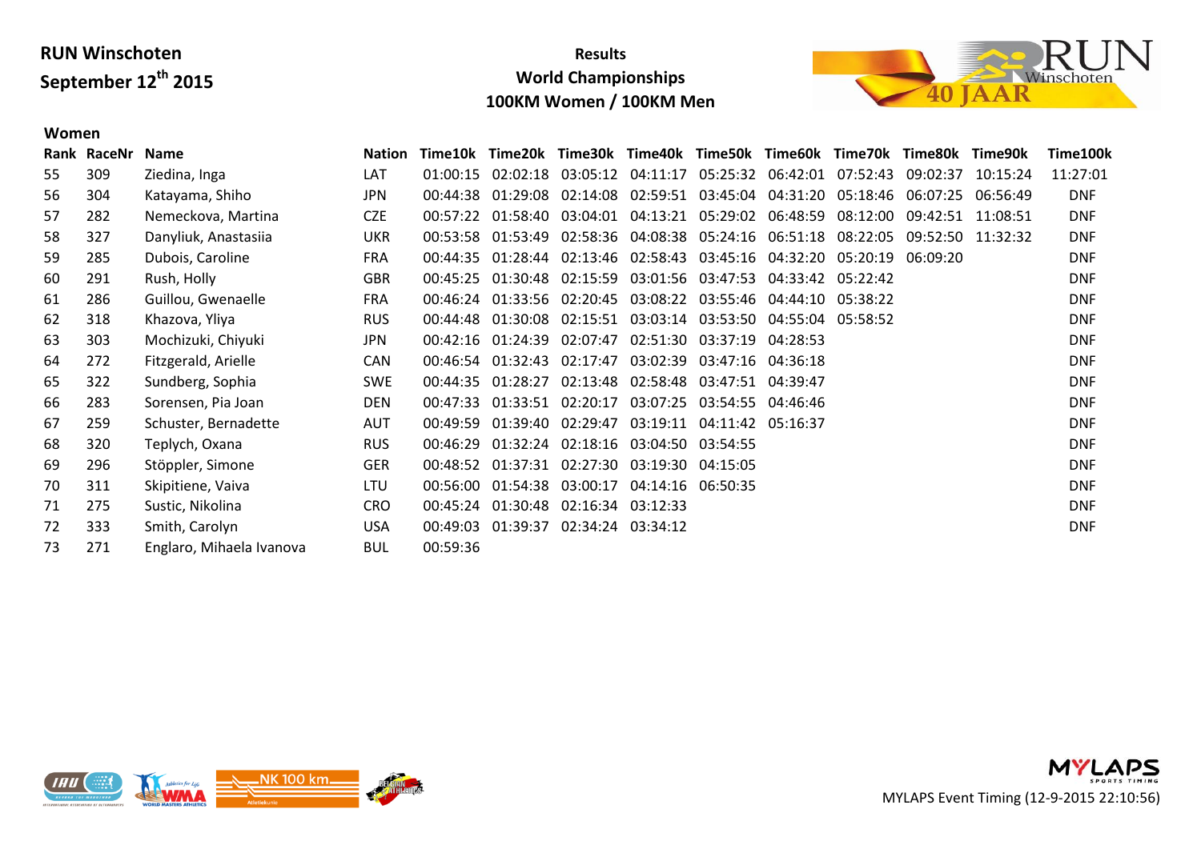**RUN Winschoten**
**September 12th 2015**

**Results**
**World Championships**
**100KM Women / 100KM Men**

**Women**

| Rank | RaceNr | Name | Nation | Time10k | Time20k | Time30k | Time40k | Time50k | Time60k | Time70k | Time80k | Time90k | Time100k |
|---|---|---|---|---|---|---|---|---|---|---|---|---|---|
| 55 | 309 | Ziedina, Inga | LAT | 01:00:15 | 02:02:18 | 03:05:12 | 04:11:17 | 05:25:32 | 06:42:01 | 07:52:43 | 09:02:37 | 10:15:24 | 11:27:01 |
| 56 | 304 | Katayama, Shiho | JPN | 00:44:38 | 01:29:08 | 02:14:08 | 02:59:51 | 03:45:04 | 04:31:20 | 05:18:46 | 06:07:25 | 06:56:49 | DNF |
| 57 | 282 | Nemeckova, Martina | CZE | 00:57:22 | 01:58:40 | 03:04:01 | 04:13:21 | 05:29:02 | 06:48:59 | 08:12:00 | 09:42:51 | 11:08:51 | DNF |
| 58 | 327 | Danyliuk, Anastasiia | UKR | 00:53:58 | 01:53:49 | 02:58:36 | 04:08:38 | 05:24:16 | 06:51:18 | 08:22:05 | 09:52:50 | 11:32:32 | DNF |
| 59 | 285 | Dubois, Caroline | FRA | 00:44:35 | 01:28:44 | 02:13:46 | 02:58:43 | 03:45:16 | 04:32:20 | 05:20:19 | 06:09:20 | | DNF |
| 60 | 291 | Rush, Holly | GBR | 00:45:25 | 01:30:48 | 02:15:59 | 03:01:56 | 03:47:53 | 04:33:42 | 05:22:42 | | | DNF |
| 61 | 286 | Guillou, Gwenaelle | FRA | 00:46:24 | 01:33:56 | 02:20:45 | 03:08:22 | 03:55:46 | 04:44:10 | 05:38:22 | | | DNF |
| 62 | 318 | Khazova, Yliya | RUS | 00:44:48 | 01:30:08 | 02:15:51 | 03:03:14 | 03:53:50 | 04:55:04 | 05:58:52 | | | DNF |
| 63 | 303 | Mochizuki, Chiyuki | JPN | 00:42:16 | 01:24:39 | 02:07:47 | 02:51:30 | 03:37:19 | 04:28:53 | | | | DNF |
| 64 | 272 | Fitzgerald, Arielle | CAN | 00:46:54 | 01:32:43 | 02:17:47 | 03:02:39 | 03:47:16 | 04:36:18 | | | | DNF |
| 65 | 322 | Sundberg, Sophia | SWE | 00:44:35 | 01:28:27 | 02:13:48 | 02:58:48 | 03:47:51 | 04:39:47 | | | | DNF |
| 66 | 283 | Sorensen, Pia Joan | DEN | 00:47:33 | 01:33:51 | 02:20:17 | 03:07:25 | 03:54:55 | 04:46:46 | | | | DNF |
| 67 | 259 | Schuster, Bernadette | AUT | 00:49:59 | 01:39:40 | 02:29:47 | 03:19:11 | 04:11:42 | 05:16:37 | | | | DNF |
| 68 | 320 | Teplych, Oxana | RUS | 00:46:29 | 01:32:24 | 02:18:16 | 03:04:50 | 03:54:55 | | | | | DNF |
| 69 | 296 | Stöppler, Simone | GER | 00:48:52 | 01:37:31 | 02:27:30 | 03:19:30 | 04:15:05 | | | | | DNF |
| 70 | 311 | Skipitiene, Vaiva | LTU | 00:56:00 | 01:54:38 | 03:00:17 | 04:14:16 | 06:50:35 | | | | | DNF |
| 71 | 275 | Sustic, Nikolina | CRO | 00:45:24 | 01:30:48 | 02:16:34 | 03:12:33 | | | | | | DNF |
| 72 | 333 | Smith, Carolyn | USA | 00:49:03 | 01:39:37 | 02:34:24 | 03:34:12 | | | | | | DNF |
| 73 | 271 | Englaro, Mihaela Ivanova | BUL | 00:59:36 | | | | | | | | | |

MYLAPS Event Timing (12-9-2015 22:10:56)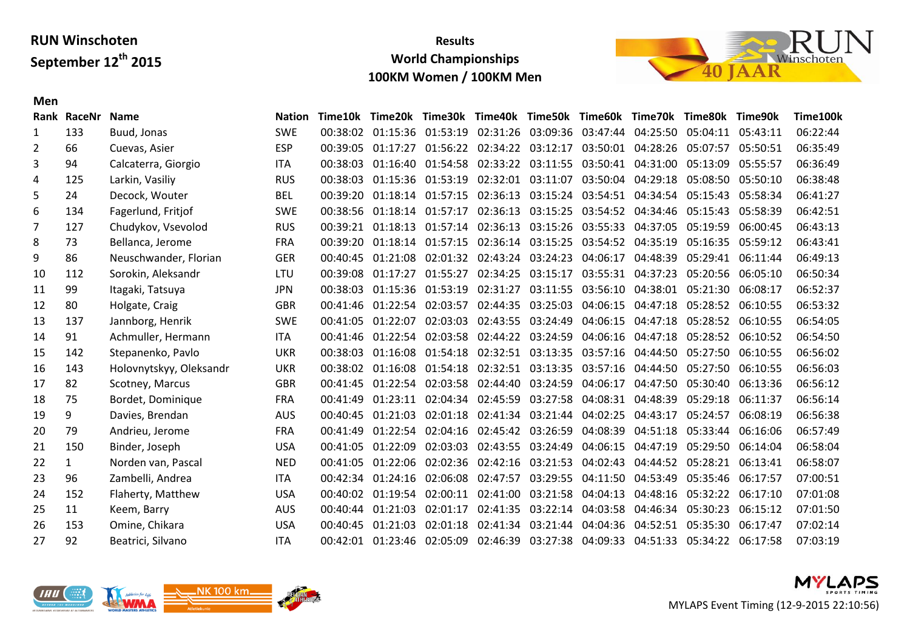**RUN Winschoten**
**September 12th 2015**

**Results**
**World Championships**
**100KM Women / 100KM Men**

**Men**

| Rank | RaceNr | Name | Nation | Time10k | Time20k | Time30k | Time40k | Time50k | Time60k | Time70k | Time80k | Time90k | Time100k |
|---|---|---|---|---|---|---|---|---|---|---|---|---|---|
| 1 | 133 | Buud, Jonas | SWE | 00:38:02 | 01:15:36 | 01:53:19 | 02:31:26 | 03:09:36 | 03:47:44 | 04:25:50 | 05:04:11 | 05:43:11 | 06:22:44 |
| 2 | 66 | Cuevas, Asier | ESP | 00:39:05 | 01:17:27 | 01:56:22 | 02:34:22 | 03:12:17 | 03:50:01 | 04:28:26 | 05:07:57 | 05:50:51 | 06:35:49 |
| 3 | 94 | Calcaterra, Giorgio | ITA | 00:38:03 | 01:16:40 | 01:54:58 | 02:33:22 | 03:11:55 | 03:50:41 | 04:31:00 | 05:13:09 | 05:55:57 | 06:36:49 |
| 4 | 125 | Larkin, Vasiliy | RUS | 00:38:03 | 01:15:36 | 01:53:19 | 02:32:01 | 03:11:07 | 03:50:04 | 04:29:18 | 05:08:50 | 05:50:10 | 06:38:48 |
| 5 | 24 | Decock, Wouter | BEL | 00:39:20 | 01:18:14 | 01:57:15 | 02:36:13 | 03:15:24 | 03:54:51 | 04:34:54 | 05:15:43 | 05:58:34 | 06:41:27 |
| 6 | 134 | Fagerlund, Fritjof | SWE | 00:38:56 | 01:18:14 | 01:57:17 | 02:36:13 | 03:15:25 | 03:54:52 | 04:34:46 | 05:15:43 | 05:58:39 | 06:42:51 |
| 7 | 127 | Chudykov, Vsevolod | RUS | 00:39:21 | 01:18:13 | 01:57:14 | 02:36:13 | 03:15:26 | 03:55:33 | 04:37:05 | 05:19:59 | 06:00:45 | 06:43:13 |
| 8 | 73 | Bellanca, Jerome | FRA | 00:39:20 | 01:18:14 | 01:57:15 | 02:36:14 | 03:15:25 | 03:54:52 | 04:35:19 | 05:16:35 | 05:59:12 | 06:43:41 |
| 9 | 86 | Neuschwander, Florian | GER | 00:40:45 | 01:21:08 | 02:01:32 | 02:43:24 | 03:24:23 | 04:06:17 | 04:48:39 | 05:29:41 | 06:11:44 | 06:49:13 |
| 10 | 112 | Sorokin, Aleksandr | LTU | 00:39:08 | 01:17:27 | 01:55:27 | 02:34:25 | 03:15:17 | 03:55:31 | 04:37:23 | 05:20:56 | 06:05:10 | 06:50:34 |
| 11 | 99 | Itagaki, Tatsuya | JPN | 00:38:03 | 01:15:36 | 01:53:19 | 02:31:27 | 03:11:55 | 03:56:10 | 04:38:01 | 05:21:30 | 06:08:17 | 06:52:37 |
| 12 | 80 | Holgate, Craig | GBR | 00:41:46 | 01:22:54 | 02:03:57 | 02:44:35 | 03:25:03 | 04:06:15 | 04:47:18 | 05:28:52 | 06:10:55 | 06:53:32 |
| 13 | 137 | Jannborg, Henrik | SWE | 00:41:05 | 01:22:07 | 02:03:03 | 02:43:55 | 03:24:49 | 04:06:15 | 04:47:18 | 05:28:52 | 06:10:55 | 06:54:05 |
| 14 | 91 | Achmuller, Hermann | ITA | 00:41:46 | 01:22:54 | 02:03:58 | 02:44:22 | 03:24:59 | 04:06:16 | 04:47:18 | 05:28:52 | 06:10:52 | 06:54:50 |
| 15 | 142 | Stepanenko, Pavlo | UKR | 00:38:03 | 01:16:08 | 01:54:18 | 02:32:51 | 03:13:35 | 03:57:16 | 04:44:50 | 05:27:50 | 06:10:55 | 06:56:02 |
| 16 | 143 | Holovnytskyy, Oleksandr | UKR | 00:38:02 | 01:16:08 | 01:54:18 | 02:32:51 | 03:13:35 | 03:57:16 | 04:44:50 | 05:27:50 | 06:10:55 | 06:56:03 |
| 17 | 82 | Scotney, Marcus | GBR | 00:41:45 | 01:22:54 | 02:03:58 | 02:44:40 | 03:24:59 | 04:06:17 | 04:47:50 | 05:30:40 | 06:13:36 | 06:56:12 |
| 18 | 75 | Bordet, Dominique | FRA | 00:41:49 | 01:23:11 | 02:04:34 | 02:45:59 | 03:27:58 | 04:08:31 | 04:48:39 | 05:29:18 | 06:11:37 | 06:56:14 |
| 19 | 9 | Davies, Brendan | AUS | 00:40:45 | 01:21:03 | 02:01:18 | 02:41:34 | 03:21:44 | 04:02:25 | 04:43:17 | 05:24:57 | 06:08:19 | 06:56:38 |
| 20 | 79 | Andrieu, Jerome | FRA | 00:41:49 | 01:22:54 | 02:04:16 | 02:45:42 | 03:26:59 | 04:08:39 | 04:51:18 | 05:33:44 | 06:16:06 | 06:57:49 |
| 21 | 150 | Binder, Joseph | USA | 00:41:05 | 01:22:09 | 02:03:03 | 02:43:55 | 03:24:49 | 04:06:15 | 04:47:19 | 05:29:50 | 06:14:04 | 06:58:04 |
| 22 | 1 | Norden van, Pascal | NED | 00:41:05 | 01:22:06 | 02:02:36 | 02:42:16 | 03:21:53 | 04:02:43 | 04:44:52 | 05:28:21 | 06:13:41 | 06:58:07 |
| 23 | 96 | Zambelli, Andrea | ITA | 00:42:34 | 01:24:16 | 02:06:08 | 02:47:57 | 03:29:55 | 04:11:50 | 04:53:49 | 05:35:46 | 06:17:57 | 07:00:51 |
| 24 | 152 | Flaherty, Matthew | USA | 00:40:02 | 01:19:54 | 02:00:11 | 02:41:00 | 03:21:58 | 04:04:13 | 04:48:16 | 05:32:22 | 06:17:10 | 07:01:08 |
| 25 | 11 | Keem, Barry | AUS | 00:40:44 | 01:21:03 | 02:01:17 | 02:41:35 | 03:22:14 | 04:03:58 | 04:46:34 | 05:30:23 | 06:15:12 | 07:01:50 |
| 26 | 153 | Omine, Chikara | USA | 00:40:45 | 01:21:03 | 02:01:18 | 02:41:34 | 03:21:44 | 04:04:36 | 04:52:51 | 05:35:30 | 06:17:47 | 07:02:14 |
| 27 | 92 | Beatrici, Silvano | ITA | 00:42:01 | 01:23:46 | 02:05:09 | 02:46:39 | 03:27:38 | 04:09:33 | 04:51:33 | 05:34:22 | 06:17:58 | 07:03:19 |

MYLAPS Event Timing (12-9-2015 22:10:56)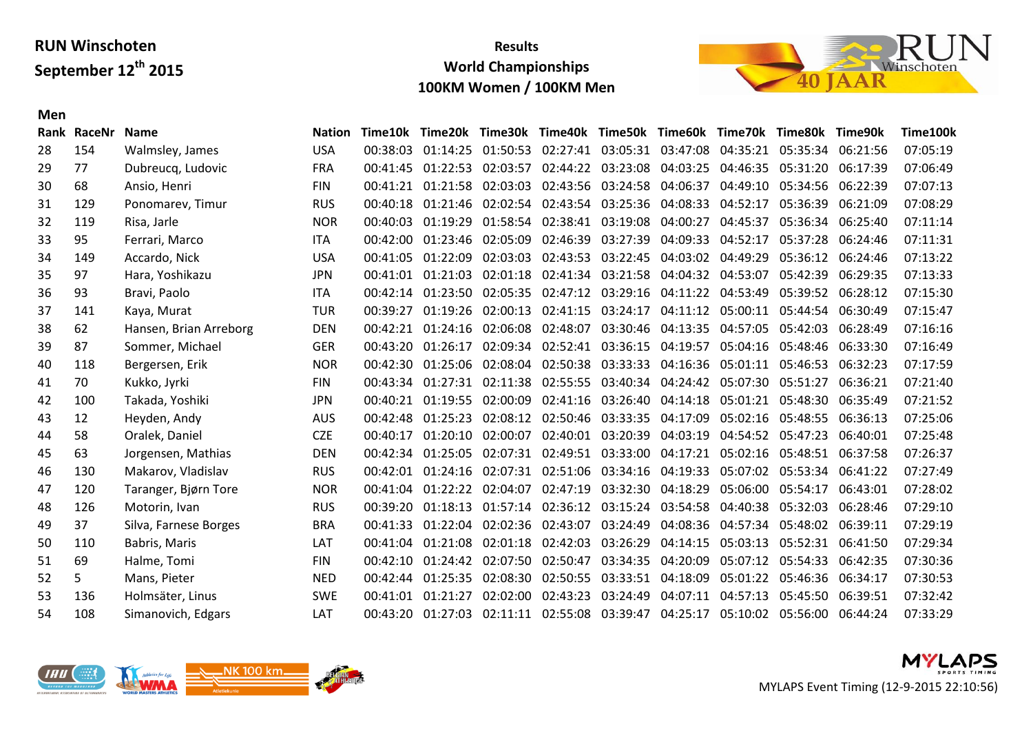**RUN Winschoten**
**September 12th 2015**

**Results**
**World Championships**
**100KM Women / 100KM Men**

**Men**

| Rank | RaceNr | Name | Nation | Time10k | Time20k | Time30k | Time40k | Time50k | Time60k | Time70k | Time80k | Time90k | Time100k |
|---|---|---|---|---|---|---|---|---|---|---|---|---|---|
| 28 | 154 | Walmsley, James | USA | 00:38:03 | 01:14:25 | 01:50:53 | 02:27:41 | 03:05:31 | 03:47:08 | 04:35:21 | 05:35:34 | 06:21:56 | 07:05:19 |
| 29 | 77 | Dubreucq, Ludovic | FRA | 00:41:45 | 01:22:53 | 02:03:57 | 02:44:22 | 03:23:08 | 04:03:25 | 04:46:35 | 05:31:20 | 06:17:39 | 07:06:49 |
| 30 | 68 | Ansio, Henri | FIN | 00:41:21 | 01:21:58 | 02:03:03 | 02:43:56 | 03:24:58 | 04:06:37 | 04:49:10 | 05:34:56 | 06:22:39 | 07:07:13 |
| 31 | 129 | Ponomarev, Timur | RUS | 00:40:18 | 01:21:46 | 02:02:54 | 02:43:54 | 03:25:36 | 04:08:33 | 04:52:17 | 05:36:39 | 06:21:09 | 07:08:29 |
| 32 | 119 | Risa, Jarle | NOR | 00:40:03 | 01:19:29 | 01:58:54 | 02:38:41 | 03:19:08 | 04:00:27 | 04:45:37 | 05:36:34 | 06:25:40 | 07:11:14 |
| 33 | 95 | Ferrari, Marco | ITA | 00:42:00 | 01:23:46 | 02:05:09 | 02:46:39 | 03:27:39 | 04:09:33 | 04:52:17 | 05:37:28 | 06:24:46 | 07:11:31 |
| 34 | 149 | Accardo, Nick | USA | 00:41:05 | 01:22:09 | 02:03:03 | 02:43:53 | 03:22:45 | 04:03:02 | 04:49:29 | 05:36:12 | 06:24:46 | 07:13:22 |
| 35 | 97 | Hara, Yoshikazu | JPN | 00:41:01 | 01:21:03 | 02:01:18 | 02:41:34 | 03:21:58 | 04:04:32 | 04:53:07 | 05:42:39 | 06:29:35 | 07:13:33 |
| 36 | 93 | Bravi, Paolo | ITA | 00:42:14 | 01:23:50 | 02:05:35 | 02:47:12 | 03:29:16 | 04:11:22 | 04:53:49 | 05:39:52 | 06:28:12 | 07:15:30 |
| 37 | 141 | Kaya, Murat | TUR | 00:39:27 | 01:19:26 | 02:00:13 | 02:41:15 | 03:24:17 | 04:11:12 | 05:00:11 | 05:44:54 | 06:30:49 | 07:15:47 |
| 38 | 62 | Hansen, Brian Arreborg | DEN | 00:42:21 | 01:24:16 | 02:06:08 | 02:48:07 | 03:30:46 | 04:13:35 | 04:57:05 | 05:42:03 | 06:28:49 | 07:16:16 |
| 39 | 87 | Sommer, Michael | GER | 00:43:20 | 01:26:17 | 02:09:34 | 02:52:41 | 03:36:15 | 04:19:57 | 05:04:16 | 05:48:46 | 06:33:30 | 07:16:49 |
| 40 | 118 | Bergersen, Erik | NOR | 00:42:30 | 01:25:06 | 02:08:04 | 02:50:38 | 03:33:33 | 04:16:36 | 05:01:11 | 05:46:53 | 06:32:23 | 07:17:59 |
| 41 | 70 | Kukko, Jyrki | FIN | 00:43:34 | 01:27:31 | 02:11:38 | 02:55:55 | 03:40:34 | 04:24:42 | 05:07:30 | 05:51:27 | 06:36:21 | 07:21:40 |
| 42 | 100 | Takada, Yoshiki | JPN | 00:40:21 | 01:19:55 | 02:00:09 | 02:41:16 | 03:26:40 | 04:14:18 | 05:01:21 | 05:48:30 | 06:35:49 | 07:21:52 |
| 43 | 12 | Heyden, Andy | AUS | 00:42:48 | 01:25:23 | 02:08:12 | 02:50:46 | 03:33:35 | 04:17:09 | 05:02:16 | 05:48:55 | 06:36:13 | 07:25:06 |
| 44 | 58 | Oralek, Daniel | CZE | 00:40:17 | 01:20:10 | 02:00:07 | 02:40:01 | 03:20:39 | 04:03:19 | 04:54:52 | 05:47:23 | 06:40:01 | 07:25:48 |
| 45 | 63 | Jorgensen, Mathias | DEN | 00:42:34 | 01:25:05 | 02:07:31 | 02:49:51 | 03:33:00 | 04:17:21 | 05:02:16 | 05:48:51 | 06:37:58 | 07:26:37 |
| 46 | 130 | Makarov, Vladislav | RUS | 00:42:01 | 01:24:16 | 02:07:31 | 02:51:06 | 03:34:16 | 04:19:33 | 05:07:02 | 05:53:34 | 06:41:22 | 07:27:49 |
| 47 | 120 | Taranger, Bjørn Tore | NOR | 00:41:04 | 01:22:22 | 02:04:07 | 02:47:19 | 03:32:30 | 04:18:29 | 05:06:00 | 05:54:17 | 06:43:01 | 07:28:02 |
| 48 | 126 | Motorin, Ivan | RUS | 00:39:20 | 01:18:13 | 01:57:14 | 02:36:12 | 03:15:24 | 03:54:58 | 04:40:38 | 05:32:03 | 06:28:46 | 07:29:10 |
| 49 | 37 | Silva, Farnese Borges | BRA | 00:41:33 | 01:22:04 | 02:02:36 | 02:43:07 | 03:24:49 | 04:08:36 | 04:57:34 | 05:48:02 | 06:39:11 | 07:29:19 |
| 50 | 110 | Babris, Maris | LAT | 00:41:04 | 01:21:08 | 02:01:18 | 02:42:03 | 03:26:29 | 04:14:15 | 05:03:13 | 05:52:31 | 06:41:50 | 07:29:34 |
| 51 | 69 | Halme, Tomi | FIN | 00:42:10 | 01:24:42 | 02:07:50 | 02:50:47 | 03:34:35 | 04:20:09 | 05:07:12 | 05:54:33 | 06:42:35 | 07:30:36 |
| 52 | 5 | Mans, Pieter | NED | 00:42:44 | 01:25:35 | 02:08:30 | 02:50:55 | 03:33:51 | 04:18:09 | 05:01:22 | 05:46:36 | 06:34:17 | 07:30:53 |
| 53 | 136 | Holmsäter, Linus | SWE | 00:41:01 | 01:21:27 | 02:02:00 | 02:43:23 | 03:24:49 | 04:07:11 | 04:57:13 | 05:45:50 | 06:39:51 | 07:32:42 |
| 54 | 108 | Simanovich, Edgars | LAT | 00:43:20 | 01:27:03 | 02:11:11 | 02:55:08 | 03:39:47 | 04:25:17 | 05:10:02 | 05:56:00 | 06:44:24 | 07:33:29 |

MYLAPS Event Timing (12-9-2015 22:10:56)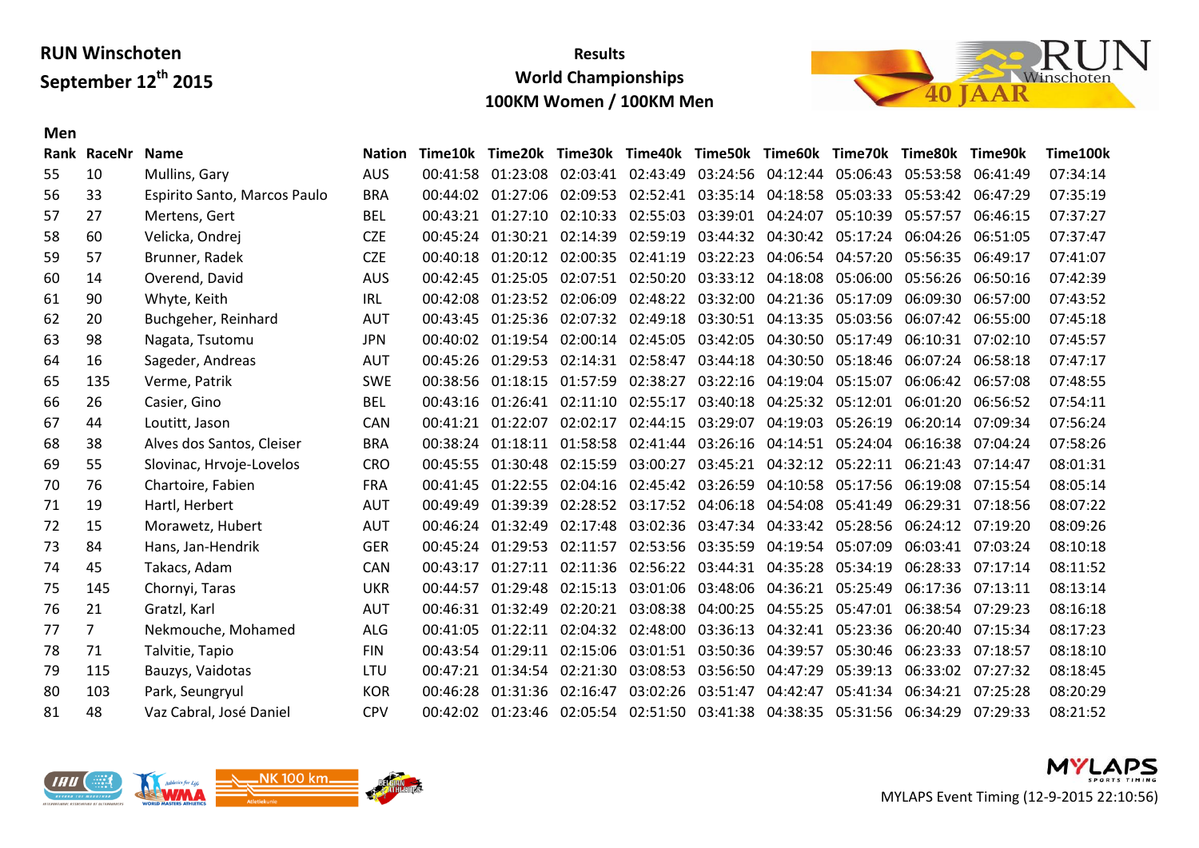**RUN Winschoten**
**September 12th 2015**

**Results**
**World Championships**
**100KM Women / 100KM Men**

**Men**

| Rank | RaceNr | Name | Nation | Time10k | Time20k | Time30k | Time40k | Time50k | Time60k | Time70k | Time80k | Time90k | Time100k |
|---|---|---|---|---|---|---|---|---|---|---|---|---|---|
| 55 | 10 | Mullins, Gary | AUS | 00:41:58 | 01:23:08 | 02:03:41 | 02:43:49 | 03:24:56 | 04:12:44 | 05:06:43 | 05:53:58 | 06:41:49 | 07:34:14 |
| 56 | 33 | Espirito Santo, Marcos Paulo | BRA | 00:44:02 | 01:27:06 | 02:09:53 | 02:52:41 | 03:35:14 | 04:18:58 | 05:03:33 | 05:53:42 | 06:47:29 | 07:35:19 |
| 57 | 27 | Mertens, Gert | BEL | 00:43:21 | 01:27:10 | 02:10:33 | 02:55:03 | 03:39:01 | 04:24:07 | 05:10:39 | 05:57:57 | 06:46:15 | 07:37:27 |
| 58 | 60 | Velicka, Ondrej | CZE | 00:45:24 | 01:30:21 | 02:14:39 | 02:59:19 | 03:44:32 | 04:30:42 | 05:17:24 | 06:04:26 | 06:51:05 | 07:37:47 |
| 59 | 57 | Brunner, Radek | CZE | 00:40:18 | 01:20:12 | 02:00:35 | 02:41:19 | 03:22:23 | 04:06:54 | 04:57:20 | 05:56:35 | 06:49:17 | 07:41:07 |
| 60 | 14 | Overend, David | AUS | 00:42:45 | 01:25:05 | 02:07:51 | 02:50:20 | 03:33:12 | 04:18:08 | 05:06:00 | 05:56:26 | 06:50:16 | 07:42:39 |
| 61 | 90 | Whyte, Keith | IRL | 00:42:08 | 01:23:52 | 02:06:09 | 02:48:22 | 03:32:00 | 04:21:36 | 05:17:09 | 06:09:30 | 06:57:00 | 07:43:52 |
| 62 | 20 | Buchgeher, Reinhard | AUT | 00:43:45 | 01:25:36 | 02:07:32 | 02:49:18 | 03:30:51 | 04:13:35 | 05:03:56 | 06:07:42 | 06:55:00 | 07:45:18 |
| 63 | 98 | Nagata, Tsutomu | JPN | 00:40:02 | 01:19:54 | 02:00:14 | 02:45:05 | 03:42:05 | 04:30:50 | 05:17:49 | 06:10:31 | 07:02:10 | 07:45:57 |
| 64 | 16 | Sageder, Andreas | AUT | 00:45:26 | 01:29:53 | 02:14:31 | 02:58:47 | 03:44:18 | 04:30:50 | 05:18:46 | 06:07:24 | 06:58:18 | 07:47:17 |
| 65 | 135 | Verme, Patrik | SWE | 00:38:56 | 01:18:15 | 01:57:59 | 02:38:27 | 03:22:16 | 04:19:04 | 05:15:07 | 06:06:42 | 06:57:08 | 07:48:55 |
| 66 | 26 | Casier, Gino | BEL | 00:43:16 | 01:26:41 | 02:11:10 | 02:55:17 | 03:40:18 | 04:25:32 | 05:12:01 | 06:01:20 | 06:56:52 | 07:54:11 |
| 67 | 44 | Loutitt, Jason | CAN | 00:41:21 | 01:22:07 | 02:02:17 | 02:44:15 | 03:29:07 | 04:19:03 | 05:26:19 | 06:20:14 | 07:09:34 | 07:56:24 |
| 68 | 38 | Alves dos Santos, Cleiser | BRA | 00:38:24 | 01:18:11 | 01:58:58 | 02:41:44 | 03:26:16 | 04:14:51 | 05:24:04 | 06:16:38 | 07:04:24 | 07:58:26 |
| 69 | 55 | Slovinac, Hrvoje-Lovelos | CRO | 00:45:55 | 01:30:48 | 02:15:59 | 03:00:27 | 03:45:21 | 04:32:12 | 05:22:11 | 06:21:43 | 07:14:47 | 08:01:31 |
| 70 | 76 | Chartoire, Fabien | FRA | 00:41:45 | 01:22:55 | 02:04:16 | 02:45:42 | 03:26:59 | 04:10:58 | 05:17:56 | 06:19:08 | 07:15:54 | 08:05:14 |
| 71 | 19 | Hartl, Herbert | AUT | 00:49:49 | 01:39:39 | 02:28:52 | 03:17:52 | 04:06:18 | 04:54:08 | 05:41:49 | 06:29:31 | 07:18:56 | 08:07:22 |
| 72 | 15 | Morawetz, Hubert | AUT | 00:46:24 | 01:32:49 | 02:17:48 | 03:02:36 | 03:47:34 | 04:33:42 | 05:28:56 | 06:24:12 | 07:19:20 | 08:09:26 |
| 73 | 84 | Hans, Jan-Hendrik | GER | 00:45:24 | 01:29:53 | 02:11:57 | 02:53:56 | 03:35:59 | 04:19:54 | 05:07:09 | 06:03:41 | 07:03:24 | 08:10:18 |
| 74 | 45 | Takacs, Adam | CAN | 00:43:17 | 01:27:11 | 02:11:36 | 02:56:22 | 03:44:31 | 04:35:28 | 05:34:19 | 06:28:33 | 07:17:14 | 08:11:52 |
| 75 | 145 | Chornyi, Taras | UKR | 00:44:57 | 01:29:48 | 02:15:13 | 03:01:06 | 03:48:06 | 04:36:21 | 05:25:49 | 06:17:36 | 07:13:11 | 08:13:14 |
| 76 | 21 | Gratzl, Karl | AUT | 00:46:31 | 01:32:49 | 02:20:21 | 03:08:38 | 04:00:25 | 04:55:25 | 05:47:01 | 06:38:54 | 07:29:23 | 08:16:18 |
| 77 | 7 | Nekmouche, Mohamed | ALG | 00:41:05 | 01:22:11 | 02:04:32 | 02:48:00 | 03:36:13 | 04:32:41 | 05:23:36 | 06:20:40 | 07:15:34 | 08:17:23 |
| 78 | 71 | Talvitie, Tapio | FIN | 00:43:54 | 01:29:11 | 02:15:06 | 03:01:51 | 03:50:36 | 04:39:57 | 05:30:46 | 06:23:33 | 07:18:57 | 08:18:10 |
| 79 | 115 | Bauzys, Vaidotas | LTU | 00:47:21 | 01:34:54 | 02:21:30 | 03:08:53 | 03:56:50 | 04:47:29 | 05:39:13 | 06:33:02 | 07:27:32 | 08:18:45 |
| 80 | 103 | Park, Seungryul | KOR | 00:46:28 | 01:31:36 | 02:16:47 | 03:02:26 | 03:51:47 | 04:42:47 | 05:41:34 | 06:34:21 | 07:25:28 | 08:20:29 |
| 81 | 48 | Vaz Cabral, José Daniel | CPV | 00:42:02 | 01:23:46 | 02:05:54 | 02:51:50 | 03:41:38 | 04:38:35 | 05:31:56 | 06:34:29 | 07:29:33 | 08:21:52 |

MYLAPS Event Timing (12-9-2015 22:10:56)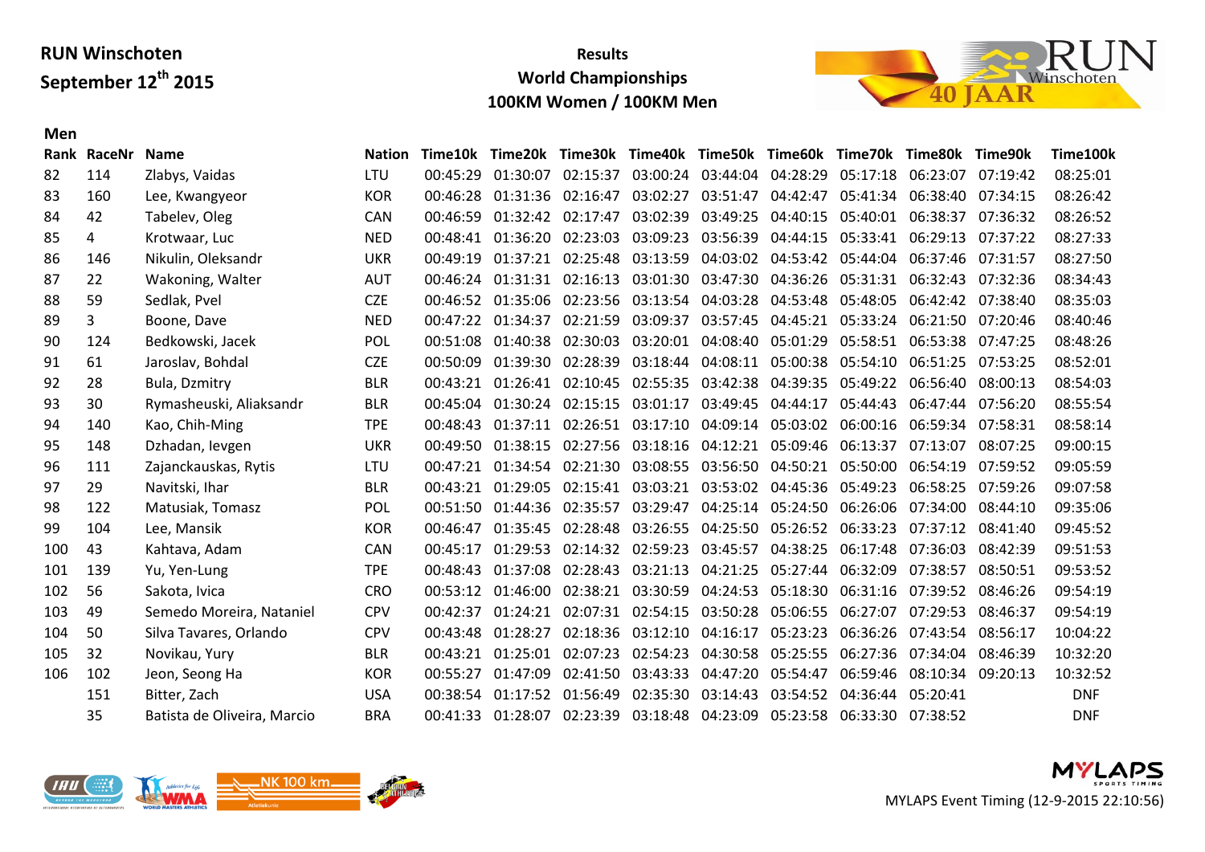**RUN Winschoten**
**September 12th 2015**

**Results**
**World Championships**
**100KM Women / 100KM Men**

**Men**

| Rank | RaceNr | Name | Nation | Time10k | Time20k | Time30k | Time40k | Time50k | Time60k | Time70k | Time80k | Time90k | Time100k |
|---|---|---|---|---|---|---|---|---|---|---|---|---|---|
| 82 | 114 | Zlabys, Vaidas | LTU | 00:45:29 | 01:30:07 | 02:15:37 | 03:00:24 | 03:44:04 | 04:28:29 | 05:17:18 | 06:23:07 | 07:19:42 | 08:25:01 |
| 83 | 160 | Lee, Kwangyeor | KOR | 00:46:28 | 01:31:36 | 02:16:47 | 03:02:27 | 03:51:47 | 04:42:47 | 05:41:34 | 06:38:40 | 07:34:15 | 08:26:42 |
| 84 | 42 | Tabelev, Oleg | CAN | 00:46:59 | 01:32:42 | 02:17:47 | 03:02:39 | 03:49:25 | 04:40:15 | 05:40:01 | 06:38:37 | 07:36:32 | 08:26:52 |
| 85 | 4 | Krotwaar, Luc | NED | 00:48:41 | 01:36:20 | 02:23:03 | 03:09:23 | 03:56:39 | 04:44:15 | 05:33:41 | 06:29:13 | 07:37:22 | 08:27:33 |
| 86 | 146 | Nikulin, Oleksandr | UKR | 00:49:19 | 01:37:21 | 02:25:48 | 03:13:59 | 04:03:02 | 04:53:42 | 05:44:04 | 06:37:46 | 07:31:57 | 08:27:50 |
| 87 | 22 | Wakoning, Walter | AUT | 00:46:24 | 01:31:31 | 02:16:13 | 03:01:30 | 03:47:30 | 04:36:26 | 05:31:31 | 06:32:43 | 07:32:36 | 08:34:43 |
| 88 | 59 | Sedlak, Pvel | CZE | 00:46:52 | 01:35:06 | 02:23:56 | 03:13:54 | 04:03:28 | 04:53:48 | 05:48:05 | 06:42:42 | 07:38:40 | 08:35:03 |
| 89 | 3 | Boone, Dave | NED | 00:47:22 | 01:34:37 | 02:21:59 | 03:09:37 | 03:57:45 | 04:45:21 | 05:33:24 | 06:21:50 | 07:20:46 | 08:40:46 |
| 90 | 124 | Bedkowski, Jacek | POL | 00:51:08 | 01:40:38 | 02:30:03 | 03:20:01 | 04:08:40 | 05:01:29 | 05:58:51 | 06:53:38 | 07:47:25 | 08:48:26 |
| 91 | 61 | Jaroslav, Bohdal | CZE | 00:50:09 | 01:39:30 | 02:28:39 | 03:18:44 | 04:08:11 | 05:00:38 | 05:54:10 | 06:51:25 | 07:53:25 | 08:52:01 |
| 92 | 28 | Bula, Dzmitry | BLR | 00:43:21 | 01:26:41 | 02:10:45 | 02:55:35 | 03:42:38 | 04:39:35 | 05:49:22 | 06:56:40 | 08:00:13 | 08:54:03 |
| 93 | 30 | Rymasheuski, Aliaksandr | BLR | 00:45:04 | 01:30:24 | 02:15:15 | 03:01:17 | 03:49:45 | 04:44:17 | 05:44:43 | 06:47:44 | 07:56:20 | 08:55:54 |
| 94 | 140 | Kao, Chih-Ming | TPE | 00:48:43 | 01:37:11 | 02:26:51 | 03:17:10 | 04:09:14 | 05:03:02 | 06:00:16 | 06:59:34 | 07:58:31 | 08:58:14 |
| 95 | 148 | Dzhadan, Ievgen | UKR | 00:49:50 | 01:38:15 | 02:27:56 | 03:18:16 | 04:12:21 | 05:09:46 | 06:13:37 | 07:13:07 | 08:07:25 | 09:00:15 |
| 96 | 111 | Zajanckauskas, Rytis | LTU | 00:47:21 | 01:34:54 | 02:21:30 | 03:08:55 | 03:56:50 | 04:50:21 | 05:50:00 | 06:54:19 | 07:59:52 | 09:05:59 |
| 97 | 29 | Navitski, Ihar | BLR | 00:43:21 | 01:29:05 | 02:15:41 | 03:03:21 | 03:53:02 | 04:45:36 | 05:49:23 | 06:58:25 | 07:59:26 | 09:07:58 |
| 98 | 122 | Matusiak, Tomasz | POL | 00:51:50 | 01:44:36 | 02:35:57 | 03:29:47 | 04:25:14 | 05:24:50 | 06:26:06 | 07:34:00 | 08:44:10 | 09:35:06 |
| 99 | 104 | Lee, Mansik | KOR | 00:46:47 | 01:35:45 | 02:28:48 | 03:26:55 | 04:25:50 | 05:26:52 | 06:33:23 | 07:37:12 | 08:41:40 | 09:45:52 |
| 100 | 43 | Kahtava, Adam | CAN | 00:45:17 | 01:29:53 | 02:14:32 | 02:59:23 | 03:45:57 | 04:38:25 | 06:17:48 | 07:36:03 | 08:42:39 | 09:51:53 |
| 101 | 139 | Yu, Yen-Lung | TPE | 00:48:43 | 01:37:08 | 02:28:43 | 03:21:13 | 04:21:25 | 05:27:44 | 06:32:09 | 07:38:57 | 08:50:51 | 09:53:52 |
| 102 | 56 | Sakota, Ivica | CRO | 00:53:12 | 01:46:00 | 02:38:21 | 03:30:59 | 04:24:53 | 05:18:30 | 06:31:16 | 07:39:52 | 08:46:26 | 09:54:19 |
| 103 | 49 | Semedo Moreira, Nataniel | CPV | 00:42:37 | 01:24:21 | 02:07:31 | 02:54:15 | 03:50:28 | 05:06:55 | 06:27:07 | 07:29:53 | 08:46:37 | 09:54:19 |
| 104 | 50 | Silva Tavares, Orlando | CPV | 00:43:48 | 01:28:27 | 02:18:36 | 03:12:10 | 04:16:17 | 05:23:23 | 06:36:26 | 07:43:54 | 08:56:17 | 10:04:22 |
| 105 | 32 | Novikau, Yury | BLR | 00:43:21 | 01:25:01 | 02:07:23 | 02:54:23 | 04:30:58 | 05:25:55 | 06:27:36 | 07:34:04 | 08:46:39 | 10:32:20 |
| 106 | 102 | Jeon, Seong Ha | KOR | 00:55:27 | 01:47:09 | 02:41:50 | 03:43:33 | 04:47:20 | 05:54:47 | 06:59:46 | 08:10:34 | 09:20:13 | 10:32:52 |
| | 151 | Bitter, Zach | USA | 00:38:54 | 01:17:52 | 01:56:49 | 02:35:30 | 03:14:43 | 03:54:52 | 04:36:44 | 05:20:41 | | DNF |
| | 35 | Batista de Oliveira, Marcio | BRA | 00:41:33 | 01:28:07 | 02:23:39 | 03:18:48 | 04:23:09 | 05:23:58 | 06:33:30 | 07:38:52 | | DNF |

MYLAPS Event Timing (12-9-2015 22:10:56)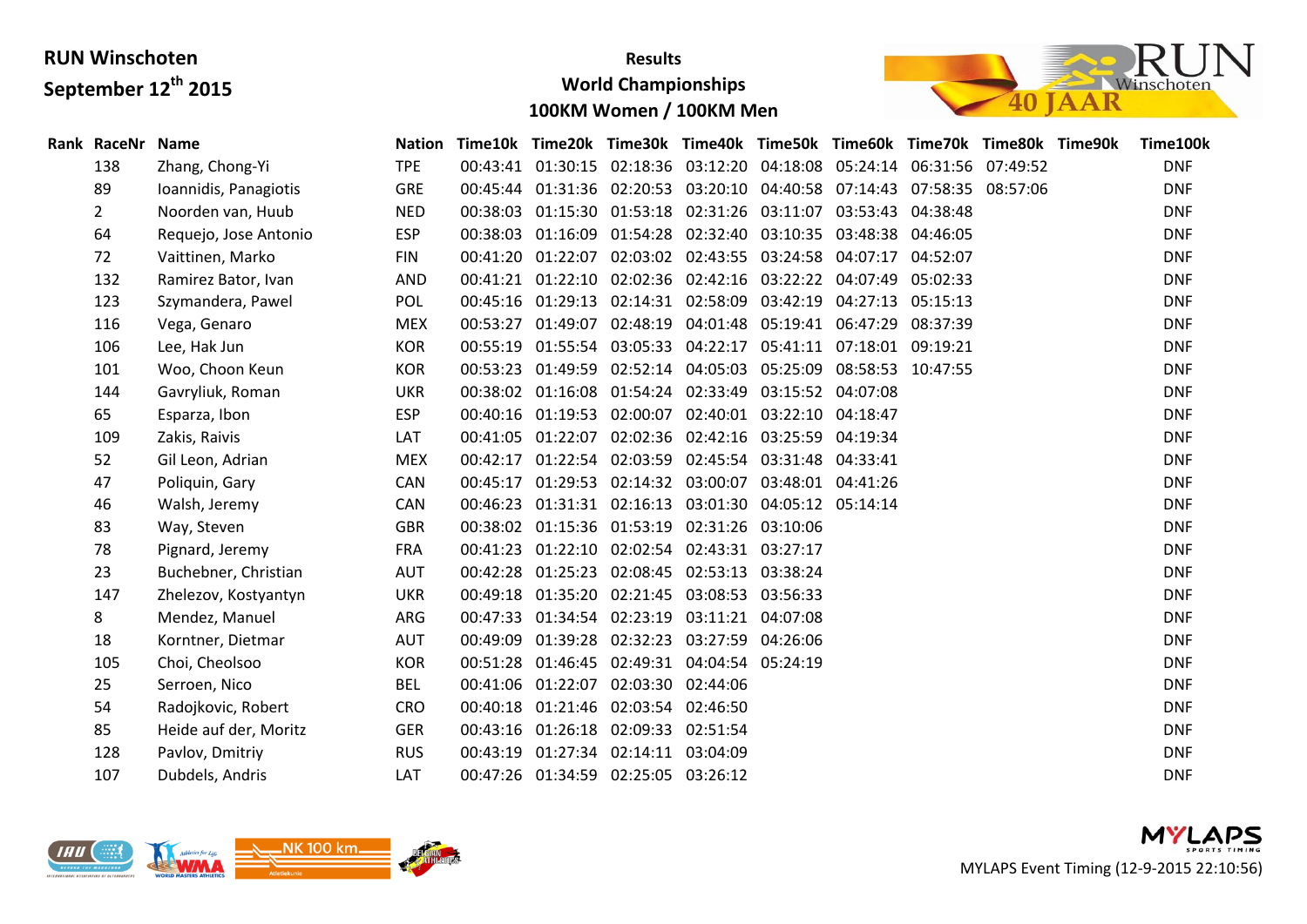**RUN Winschoten**
**September 12th 2015**

**Results**
**World Championships**
**100KM Women / 100KM Men**

| Rank | RaceNr | Name | Nation | Time10k | Time20k | Time30k | Time40k | Time50k | Time60k | Time70k | Time80k | Time90k | Time100k |
|---|---|---|---|---|---|---|---|---|---|---|---|---|---|
| | 138 | Zhang, Chong-Yi | TPE | 00:43:41 | 01:30:15 | 02:18:36 | 03:12:20 | 04:18:08 | 05:24:14 | 06:31:56 | 07:49:52 | | DNF |
| | 89 | Ioannidis, Panagiotis | GRE | 00:45:44 | 01:31:36 | 02:20:53 | 03:20:10 | 04:40:58 | 07:14:43 | 07:58:35 | 08:57:06 | | DNF |
| | 2 | Noorden van, Huub | NED | 00:38:03 | 01:15:30 | 01:53:18 | 02:31:26 | 03:11:07 | 03:53:43 | 04:38:48 | | | DNF |
| | 64 | Requejo, Jose Antonio | ESP | 00:38:03 | 01:16:09 | 01:54:28 | 02:32:40 | 03:10:35 | 03:48:38 | 04:46:05 | | | DNF |
| | 72 | Vaittinen, Marko | FIN | 00:41:20 | 01:22:07 | 02:03:02 | 02:43:55 | 03:24:58 | 04:07:17 | 04:52:07 | | | DNF |
| | 132 | Ramirez Bator, Ivan | AND | 00:41:21 | 01:22:10 | 02:02:36 | 02:42:16 | 03:22:22 | 04:07:49 | 05:02:33 | | | DNF |
| | 123 | Szymandera, Pawel | POL | 00:45:16 | 01:29:13 | 02:14:31 | 02:58:09 | 03:42:19 | 04:27:13 | 05:15:13 | | | DNF |
| | 116 | Vega, Genaro | MEX | 00:53:27 | 01:49:07 | 02:48:19 | 04:01:48 | 05:19:41 | 06:47:29 | 08:37:39 | | | DNF |
| | 106 | Lee, Hak Jun | KOR | 00:55:19 | 01:55:54 | 03:05:33 | 04:22:17 | 05:41:11 | 07:18:01 | 09:19:21 | | | DNF |
| | 101 | Woo, Choon Keun | KOR | 00:53:23 | 01:49:59 | 02:52:14 | 04:05:03 | 05:25:09 | 08:58:53 | 10:47:55 | | | DNF |
| | 144 | Gavryliuk, Roman | UKR | 00:38:02 | 01:16:08 | 01:54:24 | 02:33:49 | 03:15:52 | 04:07:08 | | | | DNF |
| | 65 | Esparza, Ibon | ESP | 00:40:16 | 01:19:53 | 02:00:07 | 02:40:01 | 03:22:10 | 04:18:47 | | | | DNF |
| | 109 | Zakis, Raivis | LAT | 00:41:05 | 01:22:07 | 02:02:36 | 02:42:16 | 03:25:59 | 04:19:34 | | | | DNF |
| | 52 | Gil Leon, Adrian | MEX | 00:42:17 | 01:22:54 | 02:03:59 | 02:45:54 | 03:31:48 | 04:33:41 | | | | DNF |
| | 47 | Poliquin, Gary | CAN | 00:45:17 | 01:29:53 | 02:14:32 | 03:00:07 | 03:48:01 | 04:41:26 | | | | DNF |
| | 46 | Walsh, Jeremy | CAN | 00:46:23 | 01:31:31 | 02:16:13 | 03:01:30 | 04:05:12 | 05:14:14 | | | | DNF |
| | 83 | Way, Steven | GBR | 00:38:02 | 01:15:36 | 01:53:19 | 02:31:26 | 03:10:06 | | | | | DNF |
| | 78 | Pignard, Jeremy | FRA | 00:41:23 | 01:22:10 | 02:02:54 | 02:43:31 | 03:27:17 | | | | | DNF |
| | 23 | Buchebner, Christian | AUT | 00:42:28 | 01:25:23 | 02:08:45 | 02:53:13 | 03:38:24 | | | | | DNF |
| | 147 | Zhelezov, Kostyantyn | UKR | 00:49:18 | 01:35:20 | 02:21:45 | 03:08:53 | 03:56:33 | | | | | DNF |
| | 8 | Mendez, Manuel | ARG | 00:47:33 | 01:34:54 | 02:23:19 | 03:11:21 | 04:07:08 | | | | | DNF |
| | 18 | Korntner, Dietmar | AUT | 00:49:09 | 01:39:28 | 02:32:23 | 03:27:59 | 04:26:06 | | | | | DNF |
| | 105 | Choi, Cheolsoo | KOR | 00:51:28 | 01:46:45 | 02:49:31 | 04:04:54 | 05:24:19 | | | | | DNF |
| | 25 | Serroen, Nico | BEL | 00:41:06 | 01:22:07 | 02:03:30 | 02:44:06 | | | | | | DNF |
| | 54 | Radojkovic, Robert | CRO | 00:40:18 | 01:21:46 | 02:03:54 | 02:46:50 | | | | | | DNF |
| | 85 | Heide auf der, Moritz | GER | 00:43:16 | 01:26:18 | 02:09:33 | 02:51:54 | | | | | | DNF |
| | 128 | Pavlov, Dmitriy | RUS | 00:43:19 | 01:27:34 | 02:14:11 | 03:04:09 | | | | | | DNF |
| | 107 | Dubdels, Andris | LAT | 00:47:26 | 01:34:59 | 02:25:05 | 03:26:12 | | | | | | DNF |

MYLAPS Event Timing (12-9-2015 22:10:56)